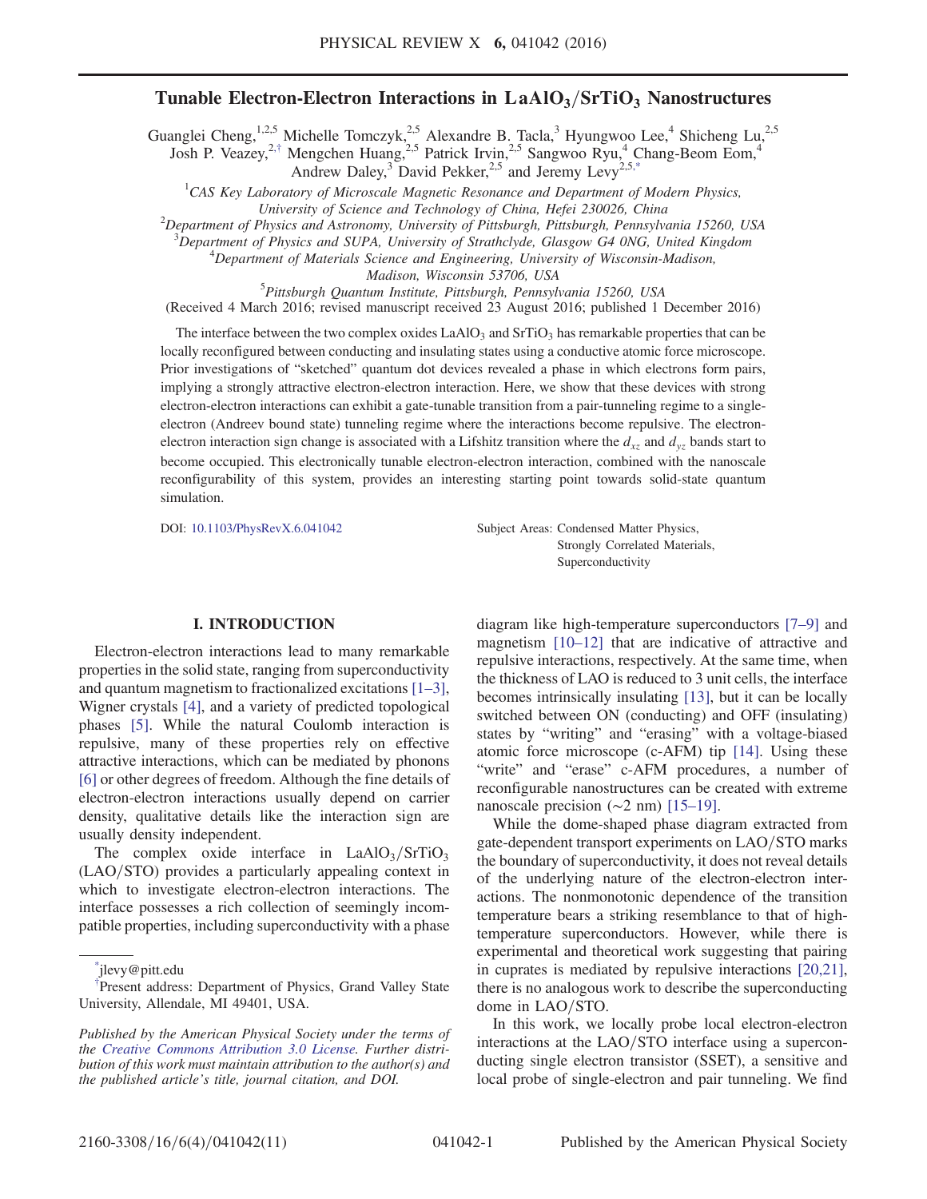# Tunable Electron-Electron Interactions in $LaAlO_3/SrTiO_3$ Nanostructures

Guanglei Cheng,[1,2,5] Michelle Tomczyk,[2,5] Alexandre B. Tacla,[3] Hyungwoo Lee,[4] Shicheng Lu,[2,5] Josh P. Veazey,[2,†] Mengchen Huang,[2,5] Patrick Irvin,[2,5] Sangwoo Ryu,[4] Chang-Beom Eom,[4] Andrew Daley,[3] David Pekker,[2,5] and Jeremy Levy[2,5,*]

[1]CAS Key Laboratory of Microscale Magnetic Resonance and Department of Modern Physics, University of Science and Technology of China, Hefei 230026, China

[2]Department of Physics and Astronomy, University of Pittsburgh, Pittsburgh, Pennsylvania 15260, USA

[3]Department of Physics and SUPA, University of Strathclyde, Glasgow G4 0NG, United Kingdom

[4]Department of Materials Science and Engineering, University of Wisconsin-Madison, Madison, Wisconsin 53706, USA

[5]Pittsburgh Quantum Institute, Pittsburgh, Pennsylvania 15260, USA

(Received 4 March 2016; revised manuscript received 23 August 2016; published 1 December 2016)

The interface between the two complex oxides $LaAlO_3$ and $SrTiO_3$ has remarkable properties that can be locally reconfigured between conducting and insulating states using a conductive atomic force microscope. Prior investigations of "sketched" quantum dot devices revealed a phase in which electrons form pairs, implying a strongly attractive electron-electron interaction. Here, we show that these devices with strong electron-electron interactions can exhibit a gate-tunable transition from a pair-tunneling regime to a single-electron (Andreev bound state) tunneling regime where the interactions become repulsive. The electron-electron interaction sign change is associated with a Lifshitz transition where the $d_{xz}$ and $d_{yz}$ bands start to become occupied. This electronically tunable electron-electron interaction, combined with the nanoscale reconfigurability of this system, provides an interesting starting point towards solid-state quantum simulation.

DOI: 10.1103/PhysRevX.6.041042

Subject Areas: Condensed Matter Physics, Strongly Correlated Materials, Superconductivity

## I. INTRODUCTION

Electron-electron interactions lead to many remarkable properties in the solid state, ranging from superconductivity and quantum magnetism to fractionalized excitations [1–3], Wigner crystals [4], and a variety of predicted topological phases [5]. While the natural Coulomb interaction is repulsive, many of these properties rely on effective attractive interactions, which can be mediated by phonons [6] or other degrees of freedom. Although the fine details of electron-electron interactions usually depend on carrier density, qualitative details like the interaction sign are usually density independent.

The complex oxide interface in $LaAlO_3/SrTiO_3$ (LAO/STO) provides a particularly appealing context in which to investigate electron-electron interactions. The interface possesses a rich collection of seemingly incompatible properties, including superconductivity with a phase diagram like high-temperature superconductors [7–9] and magnetism [10–12] that are indicative of attractive and repulsive interactions, respectively. At the same time, when the thickness of LAO is reduced to 3 unit cells, the interface becomes intrinsically insulating [13], but it can be locally switched between ON (conducting) and OFF (insulating) states by "writing" and "erasing" with a voltage-biased atomic force microscope (c-AFM) tip [14]. Using these "write" and "erase" c-AFM procedures, a number of reconfigurable nanostructures can be created with extreme nanoscale precision (~2 nm) [15–19].

While the dome-shaped phase diagram extracted from gate-dependent transport experiments on LAO/STO marks the boundary of superconductivity, it does not reveal details of the underlying nature of the electron-electron interactions. The nonmonotonic dependence of the transition temperature bears a striking resemblance to that of high-temperature superconductors. However, while there is experimental and theoretical work suggesting that pairing in cuprates is mediated by repulsive interactions [20,21], there is no analogous work to describe the superconducting dome in LAO/STO.

In this work, we locally probe local electron-electron interactions at the LAO/STO interface using a superconducting single electron transistor (SSET), a sensitive and local probe of single-electron and pair tunneling. We find

---

*jlevy@pitt.edu

†Present address: Department of Physics, Grand Valley State University, Allendale, MI 49401, USA.

*Published by the American Physical Society under the terms of the Creative Commons Attribution 3.0 License. Further distribution of this work must maintain attribution to the author(s) and the published article's title, journal citation, and DOI.*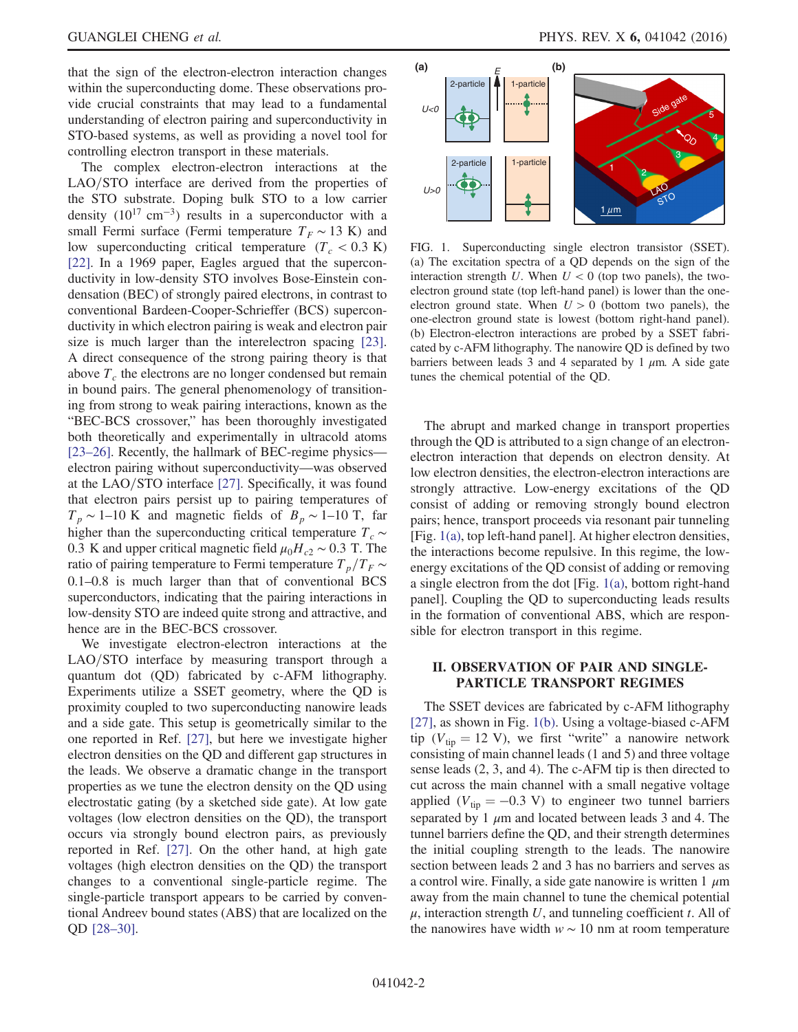that the sign of the electron-electron interaction changes within the superconducting dome. These observations provide crucial constraints that may lead to a fundamental understanding of electron pairing and superconductivity in STO-based systems, as well as providing a novel tool for controlling electron transport in these materials.

The complex electron-electron interactions at the LAO/STO interface are derived from the properties of the STO substrate. Doping bulk STO to a low carrier density ($10^{17}$ $\text{cm}^{-3}$) results in a superconductor with a small Fermi surface (Fermi temperature $T_F \sim 13$ K) and low superconducting critical temperature ($T_c < 0.3$ K) [22]. In a 1969 paper, Eagles argued that the superconductivity in low-density STO involves Bose-Einstein condensation (BEC) of strongly paired electrons, in contrast to conventional Bardeen-Cooper-Schrieffer (BCS) superconductivity in which electron pairing is weak and electron pair size is much larger than the interelectron spacing [23]. A direct consequence of the strong pairing theory is that above $T_c$ the electrons are no longer condensed but remain in bound pairs. The general phenomenology of transitioning from strong to weak pairing interactions, known as the "BEC-BCS crossover," has been thoroughly investigated both theoretically and experimentally in ultracold atoms [23–26]. Recently, the hallmark of BEC-regime physics—electron pairing without superconductivity—was observed at the LAO/STO interface [27]. Specifically, it was found that electron pairs persist up to pairing temperatures of $T_p \sim 1$–$10$ K and magnetic fields of $B_p \sim 1$–$10$ T, far higher than the superconducting critical temperature $T_c \sim 0.3$ K and upper critical magnetic field $\mu_0 H_{c2} \sim 0.3$ T. The ratio of pairing temperature to Fermi temperature $T_p/T_F \sim 0.1$–$0.8$ is much larger than that of conventional BCS superconductors, indicating that the pairing interactions in low-density STO are indeed quite strong and attractive, and hence are in the BEC-BCS crossover.

We investigate electron-electron interactions at the LAO/STO interface by measuring transport through a quantum dot (QD) fabricated by c-AFM lithography. Experiments utilize a SSET geometry, where the QD is proximity coupled to two superconducting nanowire leads and a side gate. This setup is geometrically similar to the one reported in Ref. [27], but here we investigate higher electron densities on the QD and different gap structures in the leads. We observe a dramatic change in the transport properties as we tune the electron density on the QD using electrostatic gating (by a sketched side gate). At low gate voltages (low electron densities on the QD), the transport occurs via strongly bound electron pairs, as previously reported in Ref. [27]. On the other hand, at high gate voltages (high electron densities on the QD) the transport changes to a conventional single-particle regime. The single-particle transport appears to be carried by conventional Andreev bound states (ABS) that are localized on the QD [28–30].

FIG. 1. Superconducting single electron transistor (SSET). (a) The excitation spectra of a QD depends on the sign of the interaction strength $U$. When $U < 0$ (top two panels), the two-electron ground state (top left-hand panel) is lower than the one-electron ground state. When $U > 0$ (bottom two panels), the one-electron ground state is lowest (bottom right-hand panel). (b) Electron-electron interactions are probed by a SSET fabricated by c-AFM lithography. The nanowire QD is defined by two barriers between leads 3 and 4 separated by 1 $\mu$m. A side gate tunes the chemical potential of the QD.

The abrupt and marked change in transport properties through the QD is attributed to a sign change of an electron-electron interaction that depends on electron density. At low electron densities, the electron-electron interactions are strongly attractive. Low-energy excitations of the QD consist of adding or removing strongly bound electron pairs; hence, transport proceeds via resonant pair tunneling [Fig. 1(a), top left-hand panel]. At higher electron densities, the interactions become repulsive. In this regime, the low-energy excitations of the QD consist of adding or removing a single electron from the dot [Fig. 1(a), bottom right-hand panel]. Coupling the QD to superconducting leads results in the formation of conventional ABS, which are responsible for electron transport in this regime.

## II. OBSERVATION OF PAIR AND SINGLE-PARTICLE TRANSPORT REGIMES

The SSET devices are fabricated by c-AFM lithography [27], as shown in Fig. 1(b). Using a voltage-biased c-AFM tip ($V_{\text{tip}} = 12$ V), we first "write" a nanowire network consisting of main channel leads (1 and 5) and three voltage sense leads (2, 3, and 4). The c-AFM tip is then directed to cut across the main channel with a small negative voltage applied ($V_{\text{tip}} = -0.3$ V) to engineer two tunnel barriers separated by 1 $\mu$m and located between leads 3 and 4. The tunnel barriers define the QD, and their strength determines the initial coupling strength to the leads. The nanowire section between leads 2 and 3 has no barriers and serves as a control wire. Finally, a side gate nanowire is written 1 $\mu$m away from the main channel to tune the chemical potential $\mu$, interaction strength $U$, and tunneling coefficient $t$. All of the nanowires have width $w \sim 10$ nm at room temperature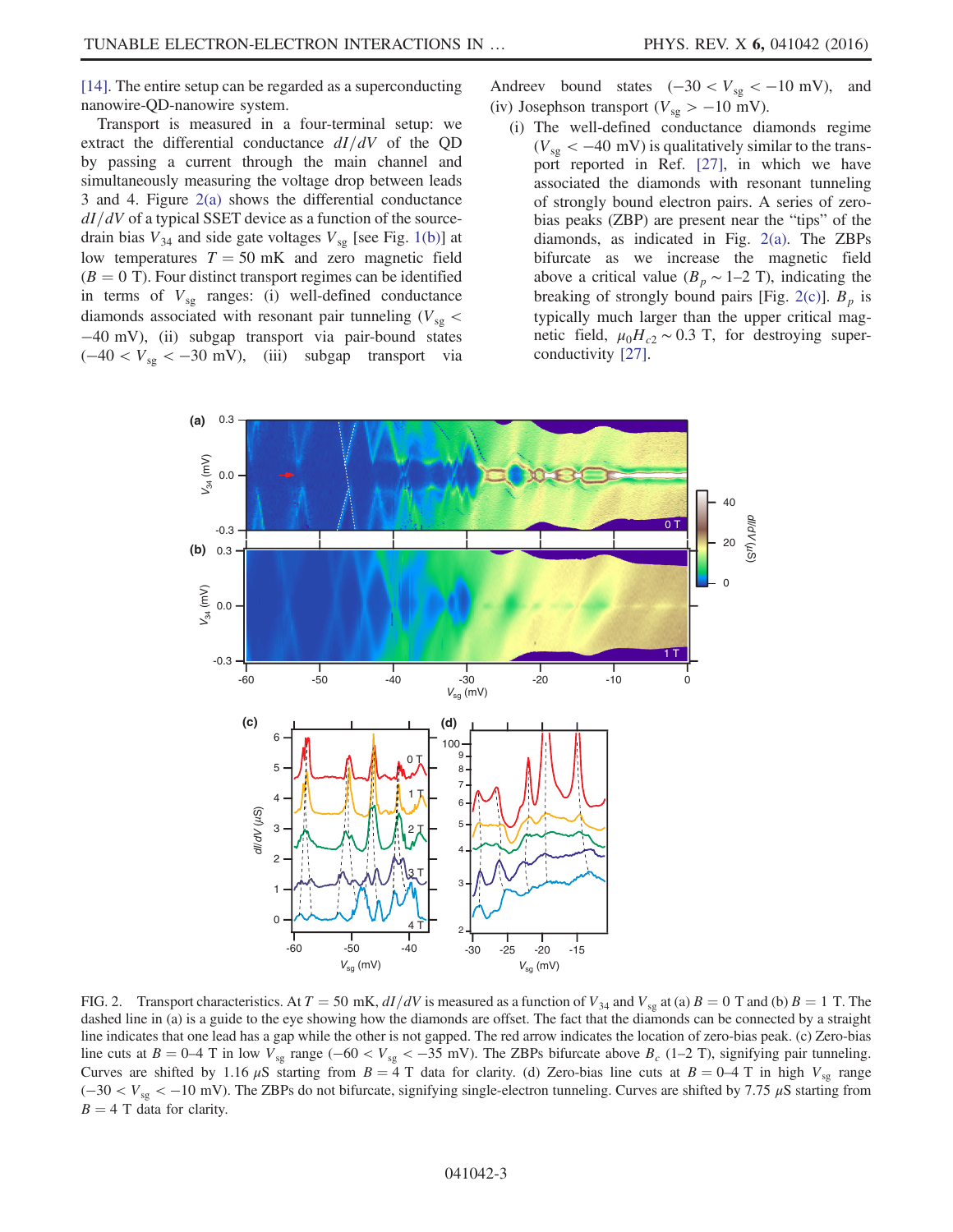[14]. The entire setup can be regarded as a superconducting nanowire-QD-nanowire system.

Transport is measured in a four-terminal setup: we extract the differential conductance $dI/dV$ of the QD by passing a current through the main channel and simultaneously measuring the voltage drop between leads 3 and 4. Figure 2(a) shows the differential conductance $dI/dV$ of a typical SSET device as a function of the source-drain bias $V_{34}$ and side gate voltages $V_{sg}$ [see Fig. 1(b)] at low temperatures $T = 50$ mK and zero magnetic field ($B = 0$ T). Four distinct transport regimes can be identified in terms of $V_{sg}$ ranges: (i) well-defined conductance diamonds associated with resonant pair tunneling ($V_{sg} < -40$ mV), (ii) subgap transport via pair-bound states ($-40 < V_{sg} < -30$ mV), (iii) subgap transport via Andreev bound states ($-30 < V_{sg} < -10$ mV), and (iv) Josephson transport ($V_{sg} > -10$ mV).

(i) The well-defined conductance diamonds regime ($V_{sg} < -40$ mV) is qualitatively similar to the transport reported in Ref. [27], in which we have associated the diamonds with resonant tunneling of strongly bound electron pairs. A series of zero-bias peaks (ZBP) are present near the "tips" of the diamonds, as indicated in Fig. 2(a). The ZBPs bifurcate as we increase the magnetic field above a critical value ($B_p \sim 1$–$2$ T), indicating the breaking of strongly bound pairs [Fig. 2(c)]. $B_p$ is typically much larger than the upper critical magnetic field, $\mu_0 H_{c2} \sim 0.3$ T, for destroying superconductivity [27].

FIG. 2. Transport characteristics. At $T = 50$ mK, $dI/dV$ is measured as a function of $V_{34}$ and $V_{sg}$ at (a) $B = 0$ T and (b) $B = 1$ T. The dashed line in (a) is a guide to the eye showing how the diamonds are offset. The fact that the diamonds can be connected by a straight line indicates that one lead has a gap while the other is not gapped. The red arrow indicates the location of zero-bias peak. (c) Zero-bias line cuts at $B = 0$–$4$ T in low $V_{sg}$ range ($-60 < V_{sg} < -35$ mV). The ZBPs bifurcate above $B_c$ (1–2 T), signifying pair tunneling. Curves are shifted by 1.16 $\mu$S starting from $B = 4$ T data for clarity. (d) Zero-bias line cuts at $B = 0$–$4$ T in high $V_{sg}$ range ($-30 < V_{sg} < -10$ mV). The ZBPs do not bifurcate, signifying single-electron tunneling. Curves are shifted by 7.75 $\mu$S starting from $B = 4$ T data for clarity.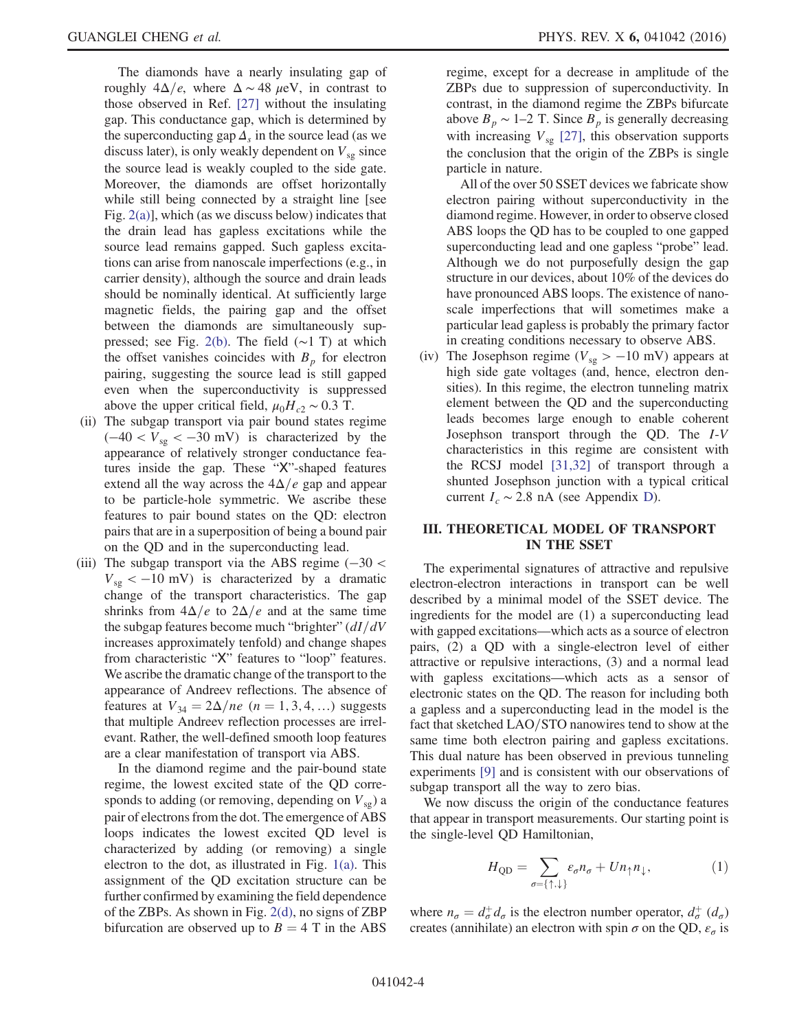The diamonds have a nearly insulating gap of roughly $4\Delta/e$, where $\Delta \sim 48\ \mu\text{eV}$, in contrast to those observed in Ref. [27] without the insulating gap. This conductance gap, which is determined by the superconducting gap $\Delta_s$ in the source lead (as we discuss later), is only weakly dependent on $V_{\text{sg}}$ since the source lead is weakly coupled to the side gate. Moreover, the diamonds are offset horizontally while still being connected by a straight line [see Fig. 2(a)], which (as we discuss below) indicates that the drain lead has gapless excitations while the source lead remains gapped. Such gapless excitations can arise from nanoscale imperfections (e.g., in carrier density), although the source and drain leads should be nominally identical. At sufficiently large magnetic fields, the pairing gap and the offset between the diamonds are simultaneously suppressed; see Fig. 2(b). The field ($\sim$1 T) at which the offset vanishes coincides with $B_p$ for electron pairing, suggesting the source lead is still gapped even when the superconductivity is suppressed above the upper critical field, $\mu_0 H_{c2} \sim 0.3$ T.

(ii) The subgap transport via pair bound states regime ($-40 < V_{\text{sg}} < -30$ mV) is characterized by the appearance of relatively stronger conductance features inside the gap. These "X"-shaped features extend all the way across the $4\Delta/e$ gap and appear to be particle-hole symmetric. We ascribe these features to pair bound states on the QD: electron pairs that are in a superposition of being a bound pair on the QD and in the superconducting lead.

(iii) The subgap transport via the ABS regime ($-30 < V_{\text{sg}} < -10$ mV) is characterized by a dramatic change of the transport characteristics. The gap shrinks from $4\Delta/e$ to $2\Delta/e$ and at the same time the subgap features become much "brighter" ($dI/dV$ increases approximately tenfold) and change shapes from characteristic "X" features to "loop" features. We ascribe the dramatic change of the transport to the appearance of Andreev reflections. The absence of features at $V_{34} = 2\Delta/ne$ ($n = 1, 3, 4, \ldots$) suggests that multiple Andreev reflection processes are irrelevant. Rather, the well-defined smooth loop features are a clear manifestation of transport via ABS.

In the diamond regime and the pair-bound state regime, the lowest excited state of the QD corresponds to adding (or removing, depending on $V_{\text{sg}}$) a pair of electrons from the dot. The emergence of ABS loops indicates the lowest excited QD level is characterized by adding (or removing) a single electron to the dot, as illustrated in Fig. 1(a). This assignment of the QD excitation structure can be further confirmed by examining the field dependence of the ZBPs. As shown in Fig. 2(d), no signs of ZBP bifurcation are observed up to $B = 4$ T in the ABS regime, except for a decrease in amplitude of the ZBPs due to suppression of superconductivity. In contrast, in the diamond regime the ZBPs bifurcate above $B_p \sim 1$–2 T. Since $B_p$ is generally decreasing with increasing $V_{\text{sg}}$ [27], this observation supports the conclusion that the origin of the ZBPs is single particle in nature.

All of the over 50 SSET devices we fabricate show electron pairing without superconductivity in the diamond regime. However, in order to observe closed ABS loops the QD has to be coupled to one gapped superconducting lead and one gapless "probe" lead. Although we do not purposefully design the gap structure in our devices, about 10% of the devices do have pronounced ABS loops. The existence of nanoscale imperfections that will sometimes make a particular lead gapless is probably the primary factor in creating conditions necessary to observe ABS.

(iv) The Josephson regime ($V_{\text{sg}} > -10$ mV) appears at high side gate voltages (and, hence, electron densities). In this regime, the electron tunneling matrix element between the QD and the superconducting leads becomes large enough to enable coherent Josephson transport through the QD. The $I$-$V$ characteristics in this regime are consistent with the RCSJ model [31,32] of transport through a shunted Josephson junction with a typical critical current $I_c \sim 2.8$ nA (see Appendix D).

## III. THEORETICAL MODEL OF TRANSPORT IN THE SSET

The experimental signatures of attractive and repulsive electron-electron interactions in transport can be well described by a minimal model of the SSET device. The ingredients for the model are (1) a superconducting lead with gapped excitations—which acts as a source of electron pairs, (2) a QD with a single-electron level of either attractive or repulsive interactions, (3) and a normal lead with gapless excitations—which acts as a sensor of electronic states on the QD. The reason for including both a gapless and a superconducting lead in the model is the fact that sketched LAO/STO nanowires tend to show at the same time both electron pairing and gapless excitations. This dual nature has been observed in previous tunneling experiments [9] and is consistent with our observations of subgap transport all the way to zero bias.

We now discuss the origin of the conductance features that appear in transport measurements. Our starting point is the single-level QD Hamiltonian,

$$H_{\text{QD}} = \sum_{\sigma=\{\uparrow,\downarrow\}} \varepsilon_\sigma n_\sigma + U n_\uparrow n_\downarrow, \tag{1}$$

where $n_\sigma = d_\sigma^+ d_\sigma$ is the electron number operator, $d_\sigma^+$ ($d_\sigma$) creates (annihilate) an electron with spin $\sigma$ on the QD, $\varepsilon_\sigma$ is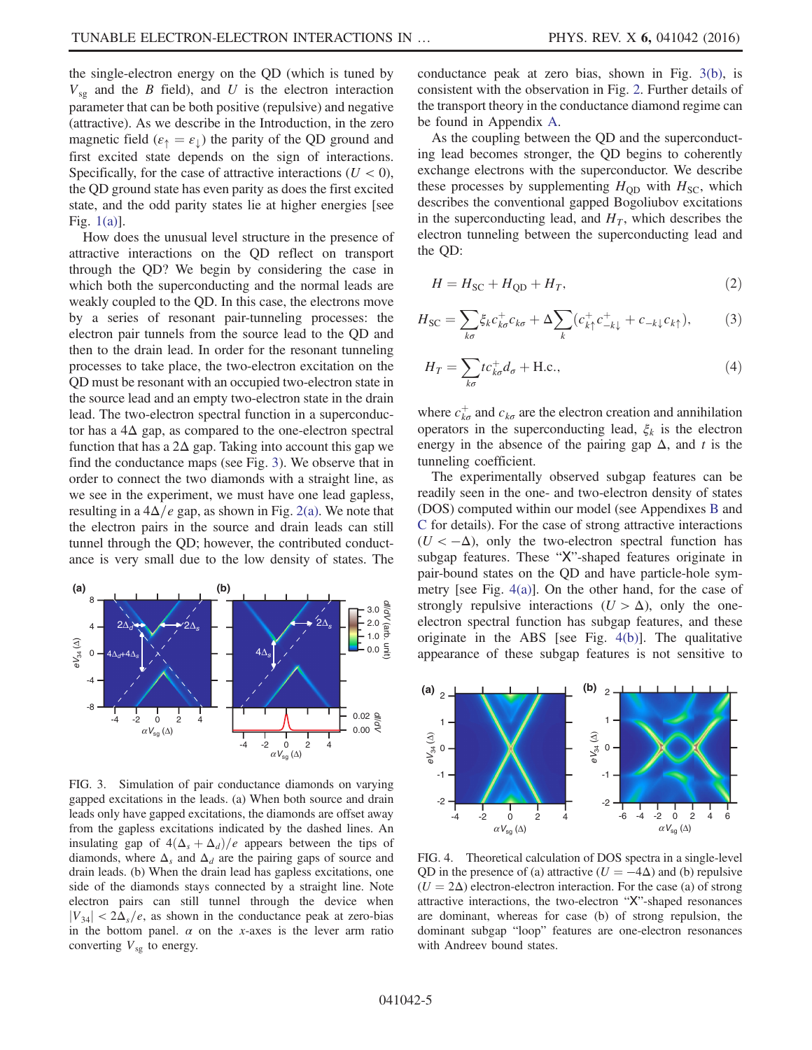the single-electron energy on the QD (which is tuned by $V_{\rm sg}$ and the $B$ field), and $U$ is the electron interaction parameter that can be both positive (repulsive) and negative (attractive). As we describe in the Introduction, in the zero magnetic field ($\varepsilon_\uparrow = \varepsilon_\downarrow$) the parity of the QD ground and first excited state depends on the sign of interactions. Specifically, for the case of attractive interactions ($U < 0$), the QD ground state has even parity as does the first excited state, and the odd parity states lie at higher energies [see Fig. 1(a)].

How does the unusual level structure in the presence of attractive interactions on the QD reflect on transport through the QD? We begin by considering the case in which both the superconducting and the normal leads are weakly coupled to the QD. In this case, the electrons move by a series of resonant pair-tunneling processes: the electron pair tunnels from the source lead to the QD and then to the drain lead. In order for the resonant tunneling processes to take place, the two-electron excitation on the QD must be resonant with an occupied two-electron state in the source lead and an empty two-electron state in the drain lead. The two-electron spectral function in a superconductor has a $4\Delta$ gap, as compared to the one-electron spectral function that has a $2\Delta$ gap. Taking into account this gap we find the conductance maps (see Fig. 3). We observe that in order to connect the two diamonds with a straight line, as we see in the experiment, we must have one lead gapless, resulting in a $4\Delta/e$ gap, as shown in Fig. 2(a). We note that the electron pairs in the source and drain leads can still tunnel through the QD; however, the contributed conductance is very small due to the low density of states. The conductance peak at zero bias, shown in Fig. 3(b), is consistent with the observation in Fig. 2. Further details of the transport theory in the conductance diamond regime can be found in Appendix A.

FIG. 3. Simulation of pair conductance diamonds on varying gapped excitations in the leads. (a) When both source and drain leads only have gapped excitations, the diamonds are offset away from the gapless excitations indicated by the dashed lines. An insulating gap of $4(\Delta_s + \Delta_d)/e$ appears between the tips of diamonds, where $\Delta_s$ and $\Delta_d$ are the pairing gaps of source and drain leads. (b) When the drain lead has gapless excitations, one side of the diamonds stays connected by a straight line. Note electron pairs can still tunnel through the device when $|V_{34}| < 2\Delta_s/e$, as shown in the conductance peak at zero-bias in the bottom panel. $\alpha$ on the $x$-axes is the lever arm ratio converting $V_{\rm sg}$ to energy.

As the coupling between the QD and the superconducting lead becomes stronger, the QD begins to coherently exchange electrons with the superconductor. We describe these processes by supplementing $H_{\rm QD}$ with $H_{\rm SC}$, which describes the conventional gapped Bogoliubov excitations in the superconducting lead, and $H_T$, which describes the electron tunneling between the superconducting lead and the QD:

$$H = H_{\rm SC} + H_{\rm QD} + H_T, \tag{2}$$

$$H_{\rm SC} = \sum_{k\sigma} \xi_k c^+_{k\sigma} c_{k\sigma} + \Delta \sum_k (c^+_{k\uparrow} c^+_{-k\downarrow} + c_{-k\downarrow} c_{k\uparrow}), \tag{3}$$

$$H_T = \sum_{k\sigma} t c^+_{k\sigma} d_\sigma + \text{H.c.}, \tag{4}$$

where $c^+_{k\sigma}$ and $c_{k\sigma}$ are the electron creation and annihilation operators in the superconducting lead, $\xi_k$ is the electron energy in the absence of the pairing gap $\Delta$, and $t$ is the tunneling coefficient.

The experimentally observed subgap features can be readily seen in the one- and two-electron density of states (DOS) computed within our model (see Appendixes B and C for details). For the case of strong attractive interactions ($U < -\Delta$), only the two-electron spectral function has subgap features. These "X"-shaped features originate in pair-bound states on the QD and have particle-hole symmetry [see Fig. 4(a)]. On the other hand, for the case of strongly repulsive interactions ($U > \Delta$), only the one-electron spectral function has subgap features, and these originate in the ABS [see Fig. 4(b)]. The qualitative appearance of these subgap features is not sensitive to

FIG. 4. Theoretical calculation of DOS spectra in a single-level QD in the presence of (a) attractive ($U = -4\Delta$) and (b) repulsive ($U = 2\Delta$) electron-electron interaction. For the case (a) of strong attractive interactions, the two-electron "X"-shaped resonances are dominant, whereas for case (b) of strong repulsion, the dominant subgap "loop" features are one-electron resonances with Andreev bound states.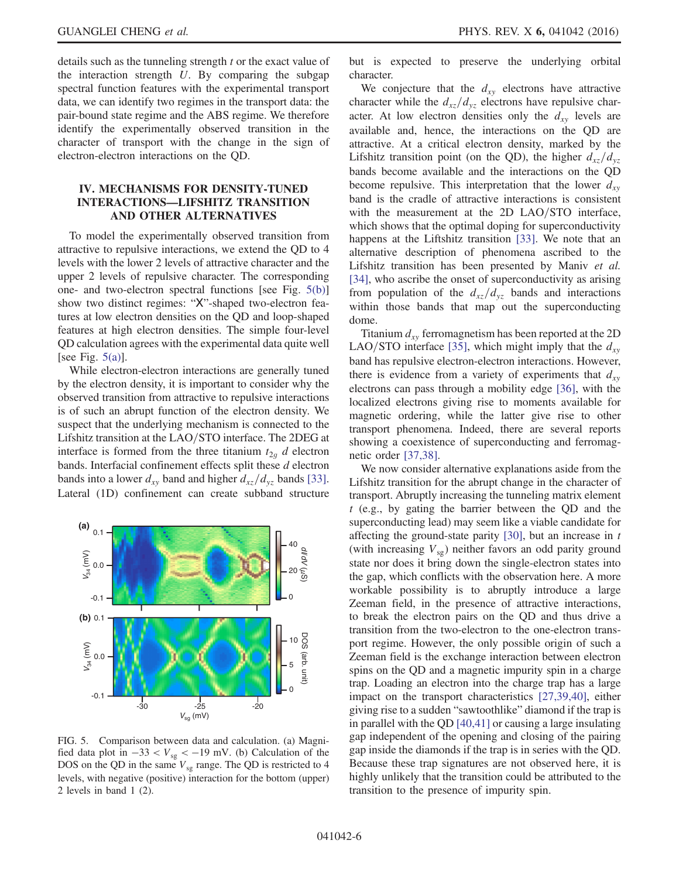details such as the tunneling strength $t$ or the exact value of the interaction strength $U$. By comparing the subgap spectral function features with the experimental transport data, we can identify two regimes in the transport data: the pair-bound state regime and the ABS regime. We therefore identify the experimentally observed transition in the character of transport with the change in the sign of electron-electron interactions on the QD.

## IV. MECHANISMS FOR DENSITY-TUNED INTERACTIONS—LIFSHITZ TRANSITION AND OTHER ALTERNATIVES

To model the experimentally observed transition from attractive to repulsive interactions, we extend the QD to 4 levels with the lower 2 levels of attractive character and the upper 2 levels of repulsive character. The corresponding one- and two-electron spectral functions [see Fig. 5(b)] show two distinct regimes: "X"-shaped two-electron features at low electron densities on the QD and loop-shaped features at high electron densities. The simple four-level QD calculation agrees with the experimental data quite well [see Fig. 5(a)].

While electron-electron interactions are generally tuned by the electron density, it is important to consider why the observed transition from attractive to repulsive interactions is of such an abrupt function of the electron density. We suspect that the underlying mechanism is connected to the Lifshitz transition at the LAO/STO interface. The 2DEG at interface is formed from the three titanium $t_{2g}$ $d$ electron bands. Interfacial confinement effects split these $d$ electron bands into a lower $d_{xy}$ band and higher $d_{xz}/d_{yz}$ bands [33]. Lateral (1D) confinement can create subband structure but is expected to preserve the underlying orbital character.

FIG. 5. Comparison between data and calculation. (a) Magnified data plot in $-33 < V_{sg} < -19$ mV. (b) Calculation of the DOS on the QD in the same $V_{sg}$ range. The QD is restricted to 4 levels, with negative (positive) interaction for the bottom (upper) 2 levels in band 1 (2).

We conjecture that the $d_{xy}$ electrons have attractive character while the $d_{xz}/d_{yz}$ electrons have repulsive character. At low electron densities only the $d_{xy}$ levels are available and, hence, the interactions on the QD are attractive. At a critical electron density, marked by the Lifshitz transition point (on the QD), the higher $d_{xz}/d_{yz}$ bands become available and the interactions on the QD become repulsive. This interpretation that the lower $d_{xy}$ band is the cradle of attractive interactions is consistent with the measurement at the 2D LAO/STO interface, which shows that the optimal doping for superconductivity happens at the Liftshitz transition [33]. We note that an alternative description of phenomena ascribed to the Lifshitz transition has been presented by Maniv *et al.* [34], who ascribe the onset of superconductivity as arising from population of the $d_{xz}/d_{yz}$ bands and interactions within those bands that map out the superconducting dome.

Titanium $d_{xy}$ ferromagnetism has been reported at the 2D LAO/STO interface [35], which might imply that the $d_{xy}$ band has repulsive electron-electron interactions. However, there is evidence from a variety of experiments that $d_{xy}$ electrons can pass through a mobility edge [36], with the localized electrons giving rise to moments available for magnetic ordering, while the latter give rise to other transport phenomena. Indeed, there are several reports showing a coexistence of superconducting and ferromagnetic order [37,38].

We now consider alternative explanations aside from the Lifshitz transition for the abrupt change in the character of transport. Abruptly increasing the tunneling matrix element $t$ (e.g., by gating the barrier between the QD and the superconducting lead) may seem like a viable candidate for affecting the ground-state parity [30], but an increase in $t$ (with increasing $V_{sg}$) neither favors an odd parity ground state nor does it bring down the single-electron states into the gap, which conflicts with the observation here. A more workable possibility is to abruptly introduce a large Zeeman field, in the presence of attractive interactions, to break the electron pairs on the QD and thus drive a transition from the two-electron to the one-electron transport regime. However, the only possible origin of such a Zeeman field is the exchange interaction between electron spins on the QD and a magnetic impurity spin in a charge trap. Loading an electron into the charge trap has a large impact on the transport characteristics [27,39,40], either giving rise to a sudden "sawtoothlike" diamond if the trap is in parallel with the QD [40,41] or causing a large insulating gap independent of the opening and closing of the pairing gap inside the diamonds if the trap is in series with the QD. Because these trap signatures are not observed here, it is highly unlikely that the transition could be attributed to the transition to the presence of impurity spin.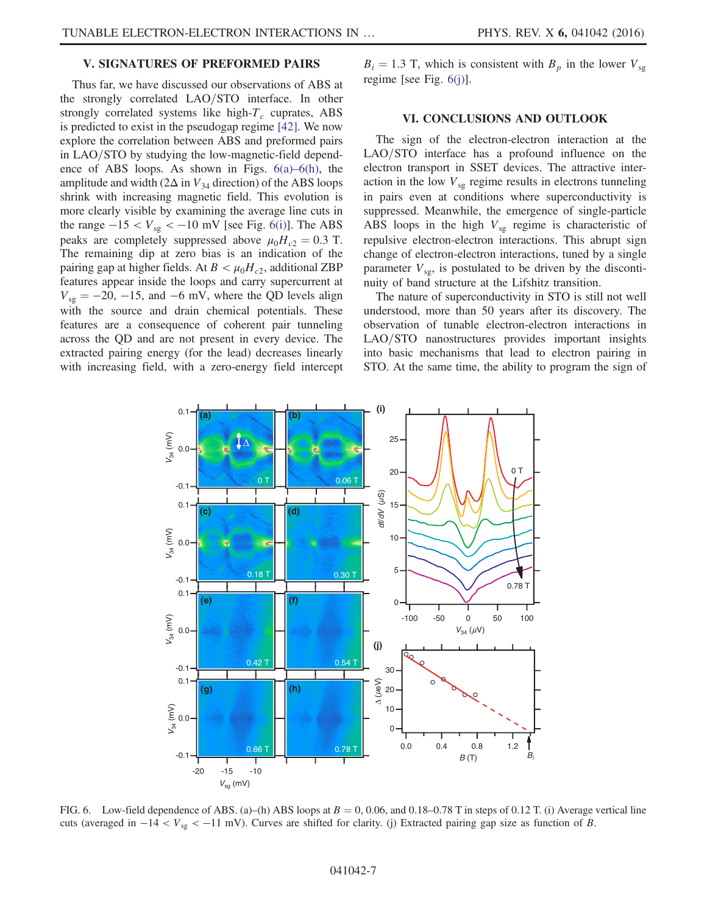## V. SIGNATURES OF PREFORMED PAIRS

Thus far, we have discussed our observations of ABS at the strongly correlated LAO/STO interface. In other strongly correlated systems like high-$T_c$ cuprates, ABS is predicted to exist in the pseudogap regime [42]. We now explore the correlation between ABS and preformed pairs in LAO/STO by studying the low-magnetic-field dependence of ABS loops. As shown in Figs. 6(a)–6(h), the amplitude and width ($2\Delta$ in $V_{34}$ direction) of the ABS loops shrink with increasing magnetic field. This evolution is more clearly visible by examining the average line cuts in the range $-15 < V_{sg} < -10$ mV [see Fig. 6(i)]. The ABS peaks are completely suppressed above $\mu_0 H_{c2} = 0.3$ T. The remaining dip at zero bias is an indication of the pairing gap at higher fields. At $B < \mu_0 H_{c2}$, additional ZBP features appear inside the loops and carry supercurrent at $V_{sg} = -20$, $-15$, and $-6$ mV, where the QD levels align with the source and drain chemical potentials. These features are a consequence of coherent pair tunneling across the QD and are not present in every device. The extracted pairing energy (for the lead) decreases linearly with increasing field, with a zero-energy field intercept $B_i = 1.3$ T, which is consistent with $B_p$ in the lower $V_{sg}$ regime [see Fig. 6(j)].

## VI. CONCLUSIONS AND OUTLOOK

The sign of the electron-electron interaction at the LAO/STO interface has a profound influence on the electron transport in SSET devices. The attractive interaction in the low $V_{sg}$ regime results in electrons tunneling in pairs even at conditions where superconductivity is suppressed. Meanwhile, the emergence of single-particle ABS loops in the high $V_{sg}$ regime is characteristic of repulsive electron-electron interactions. This abrupt sign change of electron-electron interactions, tuned by a single parameter $V_{sg}$, is postulated to be driven by the discontinuity of band structure at the Lifshitz transition.

The nature of superconductivity in STO is still not well understood, more than 50 years after its discovery. The observation of tunable electron-electron interactions in LAO/STO nanostructures provides important insights into basic mechanisms that lead to electron pairing in STO. At the same time, the ability to program the sign of

FIG. 6. Low-field dependence of ABS. (a)–(h) ABS loops at $B = 0$, 0.06, and 0.18–0.78 T in steps of 0.12 T. (i) Average vertical line cuts (averaged in $-14 < V_{sg} < -11$ mV). Curves are shifted for clarity. (j) Extracted pairing gap size as function of $B$.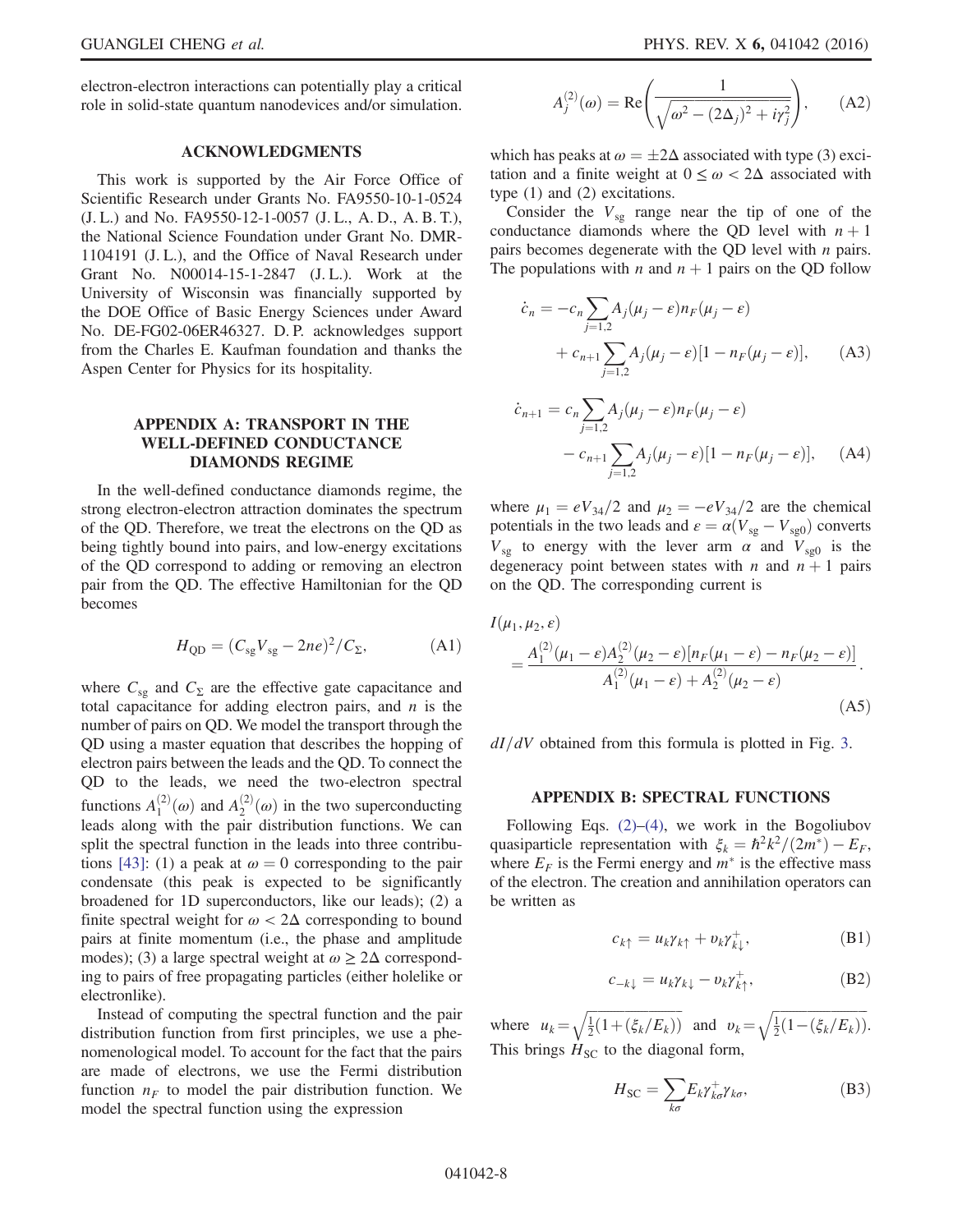electron-electron interactions can potentially play a critical role in solid-state quantum nanodevices and/or simulation.

## ACKNOWLEDGMENTS

This work is supported by the Air Force Office of Scientific Research under Grants No. FA9550-10-1-0524 (J. L.) and No. FA9550-12-1-0057 (J. L., A. D., A. B. T.), the National Science Foundation under Grant No. DMR-1104191 (J. L.), and the Office of Naval Research under Grant No. N00014-15-1-2847 (J. L.). Work at the University of Wisconsin was financially supported by the DOE Office of Basic Energy Sciences under Award No. DE-FG02-06ER46327. D. P. acknowledges support from the Charles E. Kaufman foundation and thanks the Aspen Center for Physics for its hospitality.

## APPENDIX A: TRANSPORT IN THE WELL-DEFINED CONDUCTANCE DIAMONDS REGIME

In the well-defined conductance diamonds regime, the strong electron-electron attraction dominates the spectrum of the QD. Therefore, we treat the electrons on the QD as being tightly bound into pairs, and low-energy excitations of the QD correspond to adding or removing an electron pair from the QD. The effective Hamiltonian for the QD becomes

$$H_{\mathrm{QD}} = (C_{\mathrm{sg}}V_{\mathrm{sg}} - 2ne)^2/C_{\Sigma}, \tag{A1}$$

where $C_{\mathrm{sg}}$ and $C_{\Sigma}$ are the effective gate capacitance and total capacitance for adding electron pairs, and $n$ is the number of pairs on QD. We model the transport through the QD using a master equation that describes the hopping of electron pairs between the leads and the QD. To connect the QD to the leads, we need the two-electron spectral functions $A_1^{(2)}(\omega)$ and $A_2^{(2)}(\omega)$ in the two superconducting leads along with the pair distribution functions. We can split the spectral function in the leads into three contributions [43]: (1) a peak at $\omega = 0$ corresponding to the pair condensate (this peak is expected to be significantly broadened for 1D superconductors, like our leads); (2) a finite spectral weight for $\omega < 2\Delta$ corresponding to bound pairs at finite momentum (i.e., the phase and amplitude modes); (3) a large spectral weight at $\omega \geq 2\Delta$ corresponding to pairs of free propagating particles (either holelike or electronlike).

Instead of computing the spectral function and the pair distribution function from first principles, we use a phenomenological model. To account for the fact that the pairs are made of electrons, we use the Fermi distribution function $n_F$ to model the pair distribution function. We model the spectral function using the expression

$$A_j^{(2)}(\omega) = \mathrm{Re}\left(\frac{1}{\sqrt{\omega^2 - (2\Delta_j)^2 + i\gamma_j^2}}\right), \tag{A2}$$

which has peaks at $\omega = \pm 2\Delta$ associated with type (3) excitation and a finite weight at $0 \leq \omega < 2\Delta$ associated with type (1) and (2) excitations.

Consider the $V_{\mathrm{sg}}$ range near the tip of one of the conductance diamonds where the QD level with $n+1$ pairs becomes degenerate with the QD level with $n$ pairs. The populations with $n$ and $n+1$ pairs on the QD follow

$$\begin{aligned}\dot{c}_n = &-c_n \sum_{j=1,2} A_j(\mu_j - \varepsilon) n_F(\mu_j - \varepsilon) \\ &+ c_{n+1} \sum_{j=1,2} A_j(\mu_j - \varepsilon)[1 - n_F(\mu_j - \varepsilon)],\end{aligned} \tag{A3}$$

$$\begin{aligned}\dot{c}_{n+1} = &\, c_n \sum_{j=1,2} A_j(\mu_j - \varepsilon) n_F(\mu_j - \varepsilon) \\ &- c_{n+1} \sum_{j=1,2} A_j(\mu_j - \varepsilon)[1 - n_F(\mu_j - \varepsilon)],\end{aligned} \tag{A4}$$

where $\mu_1 = eV_{34}/2$ and $\mu_2 = -eV_{34}/2$ are the chemical potentials in the two leads and $\varepsilon = \alpha(V_{\mathrm{sg}} - V_{\mathrm{sg0}})$ converts $V_{\mathrm{sg}}$ to energy with the lever arm $\alpha$ and $V_{\mathrm{sg0}}$ is the degeneracy point between states with $n$ and $n+1$ pairs on the QD. The corresponding current is

$$\begin{aligned}&I(\mu_1, \mu_2, \varepsilon) \\ &\quad = \frac{A_1^{(2)}(\mu_1 - \varepsilon) A_2^{(2)}(\mu_2 - \varepsilon)[n_F(\mu_1 - \varepsilon) - n_F(\mu_2 - \varepsilon)]}{A_1^{(2)}(\mu_1 - \varepsilon) + A_2^{(2)}(\mu_2 - \varepsilon)}.\end{aligned} \tag{A5}$$

$dI/dV$ obtained from this formula is plotted in Fig. 3.

## APPENDIX B: SPECTRAL FUNCTIONS

Following Eqs. (2)–(4), we work in the Bogoliubov quasiparticle representation with $\xi_k = \hbar^2 k^2/(2m^*) - E_F$, where $E_F$ is the Fermi energy and $m^*$ is the effective mass of the electron. The creation and annihilation operators can be written as

$$c_{k\uparrow} = u_k \gamma_{k\uparrow} + v_k \gamma_{k\downarrow}^+, \tag{B1}$$

$$c_{-k\downarrow} = u_k \gamma_{k\downarrow} - v_k \gamma_{k\uparrow}^+, \tag{B2}$$

where $u_k = \sqrt{\frac{1}{2}(1 + (\xi_k/E_k))}$ and $v_k = \sqrt{\frac{1}{2}(1 - (\xi_k/E_k))}$. This brings $H_{\mathrm{SC}}$ to the diagonal form,

$$H_{\mathrm{SC}} = \sum_{k\sigma} E_k \gamma_{k\sigma}^+ \gamma_{k\sigma}, \tag{B3}$$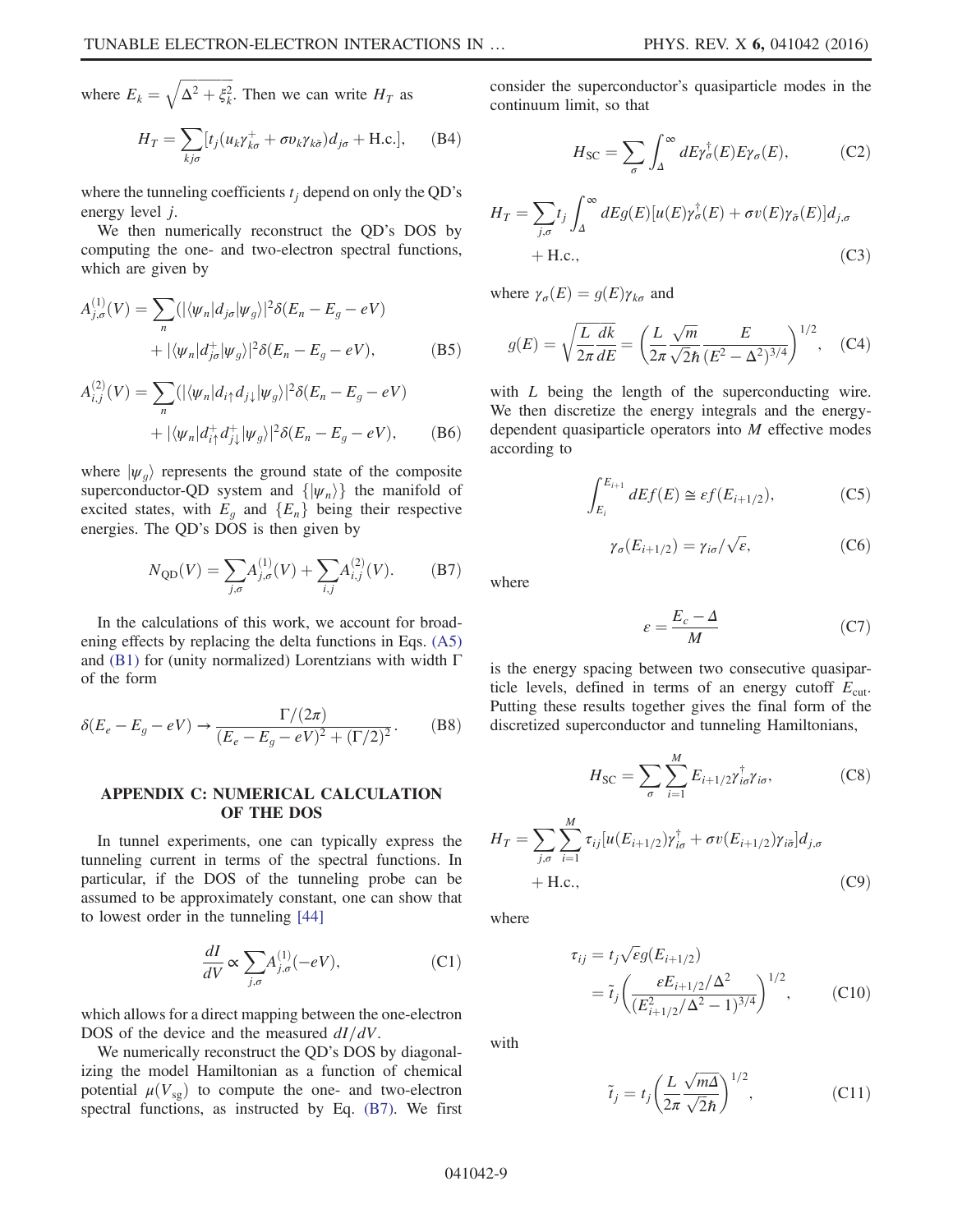where $E_k = \sqrt{\Delta^2 + \xi_k^2}$. Then we can write $H_T$ as

$$H_T = \sum_{kj\sigma} [t_j (u_k \gamma^+_{k\sigma} + \sigma v_k \gamma_{k\bar{\sigma}}) d_{j\sigma} + \text{H.c.}], \tag{B4}$$

where the tunneling coefficients $t_j$ depend on only the QD's energy level $j$.

We then numerically reconstruct the QD's DOS by computing the one- and two-electron spectral functions, which are given by

$$A^{(1)}_{j,\sigma}(V) = \sum_n (|\langle \psi_n | d_{j\sigma} | \psi_g \rangle|^2 \delta(E_n - E_g - eV) + |\langle \psi_n | d^+_{j\sigma} | \psi_g \rangle|^2 \delta(E_n - E_g - eV), \tag{B5}$$

$$A^{(2)}_{i,j}(V) = \sum_n (|\langle \psi_n | d_{i\uparrow} d_{j\downarrow} | \psi_g \rangle|^2 \delta(E_n - E_g - eV) + |\langle \psi_n | d^+_{i\uparrow} d^+_{j\downarrow} | \psi_g \rangle|^2 \delta(E_n - E_g - eV), \tag{B6}$$

where $|\psi_g\rangle$ represents the ground state of the composite superconductor-QD system and $\{|\psi_n\rangle\}$ the manifold of excited states, with $E_g$ and $\{E_n\}$ being their respective energies. The QD's DOS is then given by

$$N_{\text{QD}}(V) = \sum_{j,\sigma} A^{(1)}_{j,\sigma}(V) + \sum_{i,j} A^{(2)}_{i,j}(V). \tag{B7}$$

In the calculations of this work, we account for broadening effects by replacing the delta functions in Eqs. (A5) and (B1) for (unity normalized) Lorentzians with width $\Gamma$ of the form

$$\delta(E_e - E_g - eV) \to \frac{\Gamma/(2\pi)}{(E_e - E_g - eV)^2 + (\Gamma/2)^2}. \tag{B8}$$

## APPENDIX C: NUMERICAL CALCULATION OF THE DOS

In tunnel experiments, one can typically express the tunneling current in terms of the spectral functions. In particular, if the DOS of the tunneling probe can be assumed to be approximately constant, one can show that to lowest order in the tunneling [44]

$$\frac{dI}{dV} \propto \sum_{j,\sigma} A^{(1)}_{j,\sigma}(-eV), \tag{C1}$$

which allows for a direct mapping between the one-electron DOS of the device and the measured $dI/dV$.

We numerically reconstruct the QD's DOS by diagonalizing the model Hamiltonian as a function of chemical potential $\mu(V_{\text{sg}})$ to compute the one- and two-electron spectral functions, as instructed by Eq. (B7). We first consider the superconductor's quasiparticle modes in the continuum limit, so that

$$H_{\text{SC}} = \sum_\sigma \int_\Delta^\infty dE \gamma^\dagger_\sigma(E) E \gamma_\sigma(E), \tag{C2}$$

$$H_T = \sum_{j,\sigma} t_j \int_\Delta^\infty dE g(E) [u(E) \gamma^\dagger_\sigma(E) + \sigma v(E) \gamma_{\bar{\sigma}}(E)] d_{j,\sigma} + \text{H.c.}, \tag{C3}$$

where $\gamma_\sigma(E) = g(E) \gamma_{k\sigma}$ and

$$g(E) = \sqrt{\frac{L}{2\pi} \frac{dk}{dE}} = \left( \frac{L}{2\pi} \frac{\sqrt{m}}{\sqrt{2}\hbar} \frac{E}{(E^2 - \Delta^2)^{3/4}} \right)^{1/2}, \tag{C4}$$

with $L$ being the length of the superconducting wire. We then discretize the energy integrals and the energy-dependent quasiparticle operators into $M$ effective modes according to

$$\int_{E_i}^{E_{i+1}} dE f(E) \cong \varepsilon f(E_{i+1/2}), \tag{C5}$$

$$\gamma_\sigma(E_{i+1/2}) = \gamma_{i\sigma} / \sqrt{\varepsilon}, \tag{C6}$$

where

$$\varepsilon = \frac{E_c - \Delta}{M} \tag{C7}$$

is the energy spacing between two consecutive quasiparticle levels, defined in terms of an energy cutoff $E_{\text{cut}}$. Putting these results together gives the final form of the discretized superconductor and tunneling Hamiltonians,

$$H_{\text{SC}} = \sum_\sigma \sum_{i=1}^{M} E_{i+1/2} \gamma^\dagger_{i\sigma} \gamma_{i\sigma}, \tag{C8}$$

$$H_T = \sum_{j,\sigma} \sum_{i=1}^{M} \tau_{ij} [u(E_{i+1/2}) \gamma^\dagger_{i\sigma} + \sigma v(E_{i+1/2}) \gamma_{i\bar{\sigma}}] d_{j,\sigma} + \text{H.c.}, \tag{C9}$$

where

$$\tau_{ij} = t_j \sqrt{\varepsilon} g(E_{i+1/2}) = \tilde{t}_j \left( \frac{\varepsilon E_{i+1/2}/\Delta^2}{(E^2_{i+1/2}/\Delta^2 - 1)^{3/4}} \right)^{1/2}, \tag{C10}$$

with

$$\tilde{t}_j = t_j \left( \frac{L}{2\pi} \frac{\sqrt{m\Delta}}{\sqrt{2}\hbar} \right)^{1/2}, \tag{C11}$$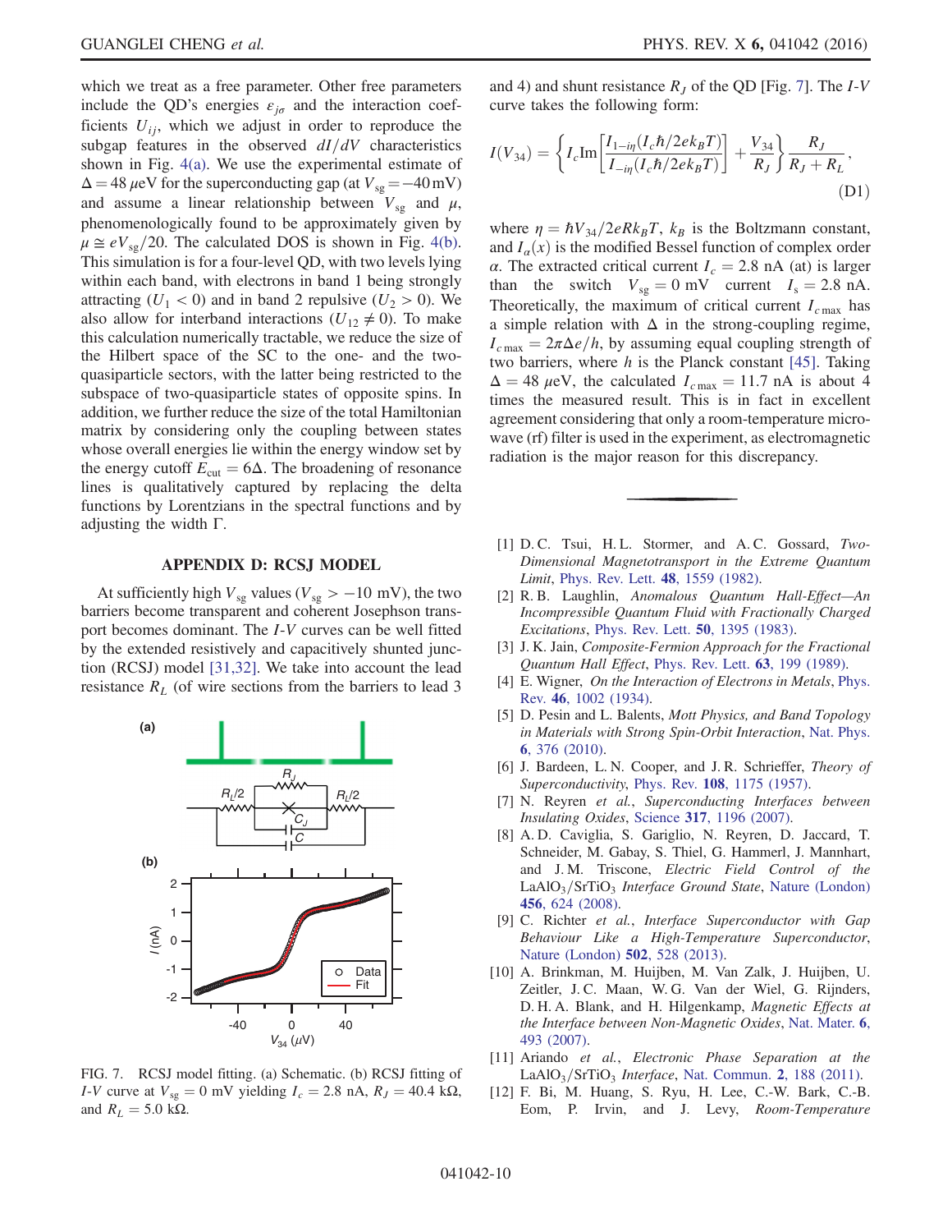which we treat as a free parameter. Other free parameters include the QD's energies $\varepsilon_{j\sigma}$ and the interaction coefficients $U_{ij}$, which we adjust in order to reproduce the subgap features in the observed $dI/dV$ characteristics shown in Fig. 4(a). We use the experimental estimate of $\Delta = 48\ \mu$eV for the superconducting gap (at $V_{sg} = -40$ mV) and assume a linear relationship between $V_{sg}$ and $\mu$, phenomenologically found to be approximately given by $\mu \cong eV_{sg}/20$. The calculated DOS is shown in Fig. 4(b). This simulation is for a four-level QD, with two levels lying within each band, with electrons in band 1 being strongly attracting ($U_1 < 0$) and in band 2 repulsive ($U_2 > 0$). We also allow for interband interactions ($U_{12} \neq 0$). To make this calculation numerically tractable, we reduce the size of the Hilbert space of the SC to the one- and the two-quasiparticle sectors, with the latter being restricted to the subspace of two-quasiparticle states of opposite spins. In addition, we further reduce the size of the total Hamiltonian matrix by considering only the coupling between states whose overall energies lie within the energy window set by the energy cutoff $E_{cut} = 6\Delta$. The broadening of resonance lines is qualitatively captured by replacing the delta functions by Lorentzians in the spectral functions and by adjusting the width $\Gamma$.

## APPENDIX D: RCSJ MODEL

At sufficiently high $V_{sg}$ values ($V_{sg} > -10$ mV), the two barriers become transparent and coherent Josephson transport becomes dominant. The $I$-$V$ curves can be well fitted by the extended resistively and capacitively shunted junction (RCSJ) model [31,32]. We take into account the lead resistance $R_L$ (of wire sections from the barriers to lead 3 and 4) and shunt resistance $R_J$ of the QD [Fig. 7]. The $I$-$V$ curve takes the following form:

$$I(V_{34}) = \left\{ I_c \mathrm{Im}\left[\frac{I_{1-i\eta}(I_c\hbar/2ek_BT)}{I_{-i\eta}(I_c\hbar/2ek_BT)}\right] + \frac{V_{34}}{R_J} \right\} \frac{R_J}{R_J + R_L}, \tag{D1}$$

where $\eta = \hbar V_{34}/2eRk_BT$, $k_B$ is the Boltzmann constant, and $I_\alpha(x)$ is the modified Bessel function of complex order $\alpha$. The extracted critical current $I_c = 2.8$ nA (at) is larger than the switch $V_{sg} = 0$ mV current $I_s = 2.8$ nA. Theoretically, the maximum of critical current $I_{c\,max}$ has a simple relation with $\Delta$ in the strong-coupling regime, $I_{c\,max} = 2\pi\Delta e/h$, by assuming equal coupling strength of two barriers, where $h$ is the Planck constant [45]. Taking $\Delta = 48\ \mu$eV, the calculated $I_{c\,max} = 11.7$ nA is about 4 times the measured result. This is in fact in excellent agreement considering that only a room-temperature microwave (rf) filter is used in the experiment, as electromagnetic radiation is the major reason for this discrepancy.

FIG. 7. RCSJ model fitting. (a) Schematic. (b) RCSJ fitting of $I$-$V$ curve at $V_{sg} = 0$ mV yielding $I_c = 2.8$ nA, $R_J = 40.4$ k$\Omega$, and $R_L = 5.0$ k$\Omega$.

---

[1] D. C. Tsui, H. L. Stormer, and A. C. Gossard, *Two-Dimensional Magnetotransport in the Extreme Quantum Limit*, Phys. Rev. Lett. **48**, 1559 (1982).

[2] R. B. Laughlin, *Anomalous Quantum Hall-Effect—An Incompressible Quantum Fluid with Fractionally Charged Excitations*, Phys. Rev. Lett. **50**, 1395 (1983).

[3] J. K. Jain, *Composite-Fermion Approach for the Fractional Quantum Hall Effect*, Phys. Rev. Lett. **63**, 199 (1989).

[4] E. Wigner, *On the Interaction of Electrons in Metals*, Phys. Rev. **46**, 1002 (1934).

[5] D. Pesin and L. Balents, *Mott Physics, and Band Topology in Materials with Strong Spin-Orbit Interaction*, Nat. Phys. **6**, 376 (2010).

[6] J. Bardeen, L. N. Cooper, and J. R. Schrieffer, *Theory of Superconductivity*, Phys. Rev. **108**, 1175 (1957).

[7] N. Reyren *et al.*, *Superconducting Interfaces between Insulating Oxides*, Science **317**, 1196 (2007).

[8] A. D. Caviglia, S. Gariglio, N. Reyren, D. Jaccard, T. Schneider, M. Gabay, S. Thiel, G. Hammerl, J. Mannhart, and J. M. Triscone, *Electric Field Control of the $LaAlO_3/SrTiO_3$ Interface Ground State*, Nature (London) **456**, 624 (2008).

[9] C. Richter *et al.*, *Interface Superconductor with Gap Behaviour Like a High-Temperature Superconductor*, Nature (London) **502**, 528 (2013).

[10] A. Brinkman, M. Huijben, M. Van Zalk, J. Huijben, U. Zeitler, J. C. Maan, W. G. Van der Wiel, G. Rijnders, D. H. A. Blank, and H. Hilgenkamp, *Magnetic Effects at the Interface between Non-Magnetic Oxides*, Nat. Mater. **6**, 493 (2007).

[11] Ariando *et al.*, *Electronic Phase Separation at the $LaAlO_3/SrTiO_3$ Interface*, Nat. Commun. **2**, 188 (2011).

[12] F. Bi, M. Huang, S. Ryu, H. Lee, C.-W. Bark, C.-B. Eom, P. Irvin, and J. Levy, *Room-Temperature*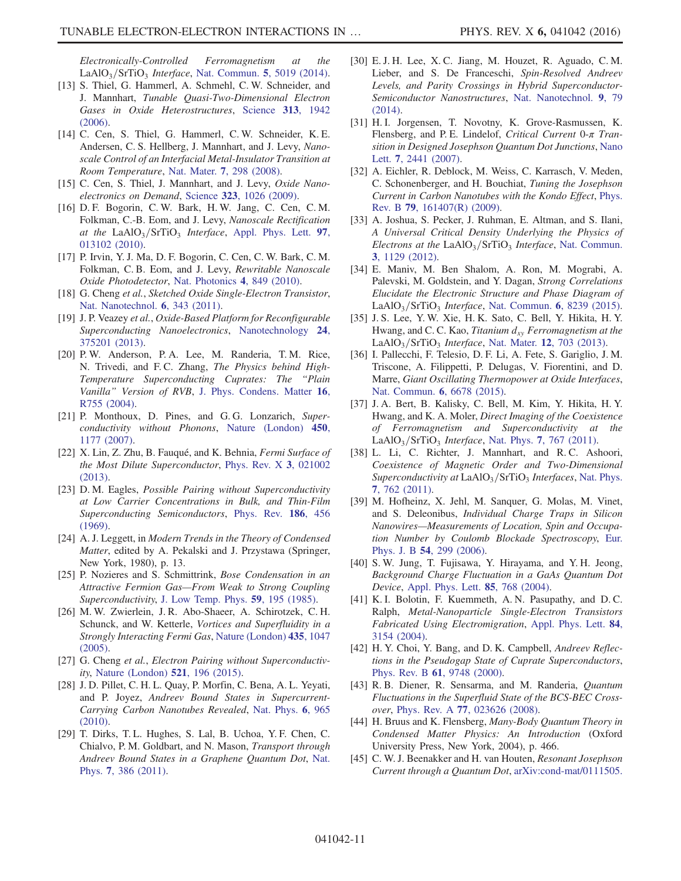*Electronically-Controlled Ferromagnetism at the* $LaAlO_3/SrTiO_3$ *Interface*, Nat. Commun. **5**, 5019 (2014).

[13] S. Thiel, G. Hammerl, A. Schmehl, C. W. Schneider, and J. Mannhart, *Tunable Quasi-Two-Dimensional Electron Gases in Oxide Heterostructures*, Science **313**, 1942 (2006).

[14] C. Cen, S. Thiel, G. Hammerl, C. W. Schneider, K. E. Andersen, C. S. Hellberg, J. Mannhart, and J. Levy, *Nanoscale Control of an Interfacial Metal-Insulator Transition at Room Temperature*, Nat. Mater. **7**, 298 (2008).

[15] C. Cen, S. Thiel, J. Mannhart, and J. Levy, *Oxide Nanoelectronics on Demand*, Science **323**, 1026 (2009).

[16] D. F. Bogorin, C. W. Bark, H. W. Jang, C. Cen, C. M. Folkman, C.-B. Eom, and J. Levy, *Nanoscale Rectification at the* $LaAlO_3/SrTiO_3$ *Interface*, Appl. Phys. Lett. **97**, 013102 (2010).

[17] P. Irvin, Y. J. Ma, D. F. Bogorin, C. Cen, C. W. Bark, C. M. Folkman, C. B. Eom, and J. Levy, *Rewritable Nanoscale Oxide Photodetector*, Nat. Photonics **4**, 849 (2010).

[18] G. Cheng *et al.*, *Sketched Oxide Single-Electron Transistor*, Nat. Nanotechnol. **6**, 343 (2011).

[19] J. P. Veazey *et al.*, *Oxide-Based Platform for Reconfigurable Superconducting Nanoelectronics*, Nanotechnology **24**, 375201 (2013).

[20] P. W. Anderson, P. A. Lee, M. Randeria, T. M. Rice, N. Trivedi, and F. C. Zhang, *The Physics behind High-Temperature Superconducting Cuprates: The "Plain Vanilla" Version of RVB*, J. Phys. Condens. Matter **16**, R755 (2004).

[21] P. Monthoux, D. Pines, and G. G. Lonzarich, *Superconductivity without Phonons*, Nature (London) **450**, 1177 (2007).

[22] X. Lin, Z. Zhu, B. Fauqué, and K. Behnia, *Fermi Surface of the Most Dilute Superconductor*, Phys. Rev. X **3**, 021002 (2013).

[23] D. M. Eagles, *Possible Pairing without Superconductivity at Low Carrier Concentrations in Bulk, and Thin-Film Superconducting Semiconductors*, Phys. Rev. **186**, 456 (1969).

[24] A. J. Leggett, in *Modern Trends in the Theory of Condensed Matter*, edited by A. Pekalski and J. Przystawa (Springer, New York, 1980), p. 13.

[25] P. Nozieres and S. Schmittrink, *Bose Condensation in an Attractive Fermion Gas—From Weak to Strong Coupling Superconductivity*, J. Low Temp. Phys. **59**, 195 (1985).

[26] M. W. Zwierlein, J. R. Abo-Shaeer, A. Schirotzek, C. H. Schunck, and W. Ketterle, *Vortices and Superfluidity in a Strongly Interacting Fermi Gas*, Nature (London) **435**, 1047 (2005).

[27] G. Cheng *et al.*, *Electron Pairing without Superconductivity*, Nature (London) **521**, 196 (2015).

[28] J. D. Pillet, C. H. L. Quay, P. Morfin, C. Bena, A. L. Yeyati, and P. Joyez, *Andreev Bound States in Supercurrent-Carrying Carbon Nanotubes Revealed*, Nat. Phys. **6**, 965 (2010).

[29] T. Dirks, T. L. Hughes, S. Lal, B. Uchoa, Y. F. Chen, C. Chialvo, P. M. Goldbart, and N. Mason, *Transport through Andreev Bound States in a Graphene Quantum Dot*, Nat. Phys. **7**, 386 (2011).

[30] E. J. H. Lee, X. C. Jiang, M. Houzet, R. Aguado, C. M. Lieber, and S. De Franceschi, *Spin-Resolved Andreev Levels, and Parity Crossings in Hybrid Superconductor-Semiconductor Nanostructures*, Nat. Nanotechnol. **9**, 79 (2014).

[31] H. I. Jorgensen, T. Novotny, K. Grove-Rasmussen, K. Flensberg, and P. E. Lindelof, *Critical Current 0-π Transition in Designed Josephson Quantum Dot Junctions*, Nano Lett. **7**, 2441 (2007).

[32] A. Eichler, R. Deblock, M. Weiss, C. Karrasch, V. Meden, C. Schonenberger, and H. Bouchiat, *Tuning the Josephson Current in Carbon Nanotubes with the Kondo Effect*, Phys. Rev. B **79**, 161407(R) (2009).

[33] A. Joshua, S. Pecker, J. Ruhman, E. Altman, and S. Ilani, *A Universal Critical Density Underlying the Physics of Electrons at the* $LaAlO_3/SrTiO_3$ *Interface*, Nat. Commun. **3**, 1129 (2012).

[34] E. Maniv, M. Ben Shalom, A. Ron, M. Mograbi, A. Palevski, M. Goldstein, and Y. Dagan, *Strong Correlations Elucidate the Electronic Structure and Phase Diagram of* $LaAlO_3/SrTiO_3$ *Interface*, Nat. Commun. **6**, 8239 (2015).

[35] J. S. Lee, Y. W. Xie, H. K. Sato, C. Bell, Y. Hikita, H. Y. Hwang, and C. C. Kao, *Titanium* $d_{xy}$ *Ferromagnetism at the* $LaAlO_3/SrTiO_3$ *Interface*, Nat. Mater. **12**, 703 (2013).

[36] I. Pallecchi, F. Telesio, D. F. Li, A. Fete, S. Gariglio, J. M. Triscone, A. Filippetti, P. Delugas, V. Fiorentini, and D. Marre, *Giant Oscillating Thermopower at Oxide Interfaces*, Nat. Commun. **6**, 6678 (2015).

[37] J. A. Bert, B. Kalisky, C. Bell, M. Kim, Y. Hikita, H. Y. Hwang, and K. A. Moler, *Direct Imaging of the Coexistence of Ferromagnetism and Superconductivity at the* $LaAlO_3/SrTiO_3$ *Interface*, Nat. Phys. **7**, 767 (2011).

[38] L. Li, C. Richter, J. Mannhart, and R. C. Ashoori, *Coexistence of Magnetic Order and Two-Dimensional Superconductivity at* $LaAlO_3/SrTiO_3$ *Interfaces*, Nat. Phys. **7**, 762 (2011).

[39] M. Hofheinz, X. Jehl, M. Sanquer, G. Molas, M. Vinet, and S. Deleonibus, *Individual Charge Traps in Silicon Nanowires—Measurements of Location, Spin and Occupation Number by Coulomb Blockade Spectroscopy*, Eur. Phys. J. B **54**, 299 (2006).

[40] S. W. Jung, T. Fujisawa, Y. Hirayama, and Y. H. Jeong, *Background Charge Fluctuation in a GaAs Quantum Dot Device*, Appl. Phys. Lett. **85**, 768 (2004).

[41] K. I. Bolotin, F. Kuemmeth, A. N. Pasupathy, and D. C. Ralph, *Metal-Nanoparticle Single-Electron Transistors Fabricated Using Electromigration*, Appl. Phys. Lett. **84**, 3154 (2004).

[42] H. Y. Choi, Y. Bang, and D. K. Campbell, *Andreev Reflections in the Pseudogap State of Cuprate Superconductors*, Phys. Rev. B **61**, 9748 (2000).

[43] R. B. Diener, R. Sensarma, and M. Randeria, *Quantum Fluctuations in the Superfluid State of the BCS-BEC Crossover*, Phys. Rev. A **77**, 023626 (2008).

[44] H. Bruus and K. Flensberg, *Many-Body Quantum Theory in Condensed Matter Physics: An Introduction* (Oxford University Press, New York, 2004), p. 466.

[45] C. W. J. Beenakker and H. van Houten, *Resonant Josephson Current through a Quantum Dot*, arXiv:cond-mat/0111505.